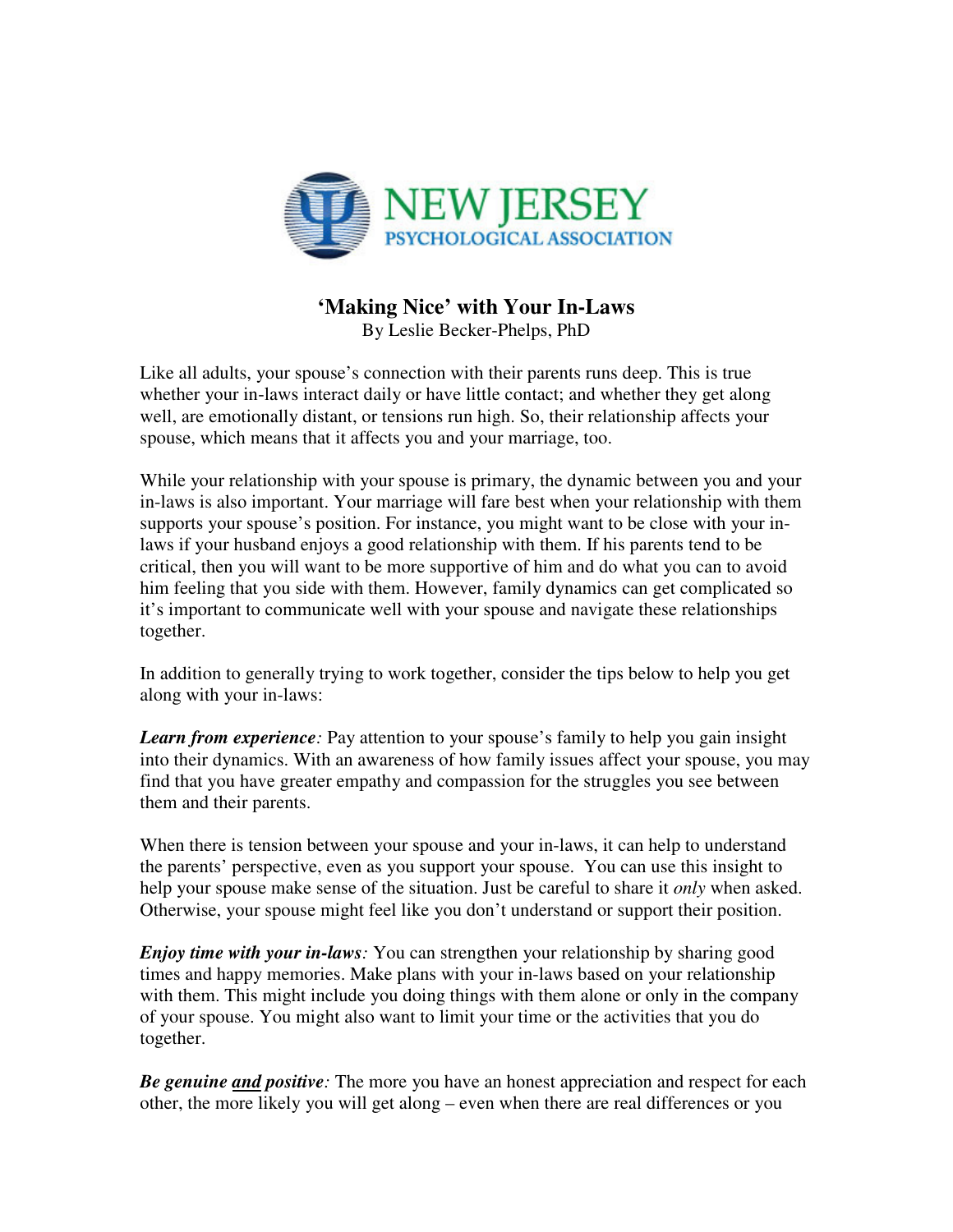NEW JERSEY
PSYCHOLOGICAL ASSOCIATION

# 'Making Nice' with Your In-Laws

By Leslie Becker-Phelps, PhD

Like all adults, your spouse's connection with their parents runs deep. This is true whether your in-laws interact daily or have little contact; and whether they get along well, are emotionally distant, or tensions run high. So, their relationship affects your spouse, which means that it affects you and your marriage, too.

While your relationship with your spouse is primary, the dynamic between you and your in-laws is also important. Your marriage will fare best when your relationship with them supports your spouse's position. For instance, you might want to be close with your in-laws if your husband enjoys a good relationship with them. If his parents tend to be critical, then you will want to be more supportive of him and do what you can to avoid him feeling that you side with them. However, family dynamics can get complicated so it's important to communicate well with your spouse and navigate these relationships together.

In addition to generally trying to work together, consider the tips below to help you get along with your in-laws:

***Learn from experience****:* Pay attention to your spouse's family to help you gain insight into their dynamics. With an awareness of how family issues affect your spouse, you may find that you have greater empathy and compassion for the struggles you see between them and their parents.

When there is tension between your spouse and your in-laws, it can help to understand the parents' perspective, even as you support your spouse. You can use this insight to help your spouse make sense of the situation. Just be careful to share it *only* when asked. Otherwise, your spouse might feel like you don't understand or support their position.

***Enjoy time with your in-laws****:* You can strengthen your relationship by sharing good times and happy memories. Make plans with your in-laws based on your relationship with them. This might include you doing things with them alone or only in the company of your spouse. You might also want to limit your time or the activities that you do together.

***Be genuine <u>and</u> positive****:* The more you have an honest appreciation and respect for each other, the more likely you will get along – even when there are real differences or you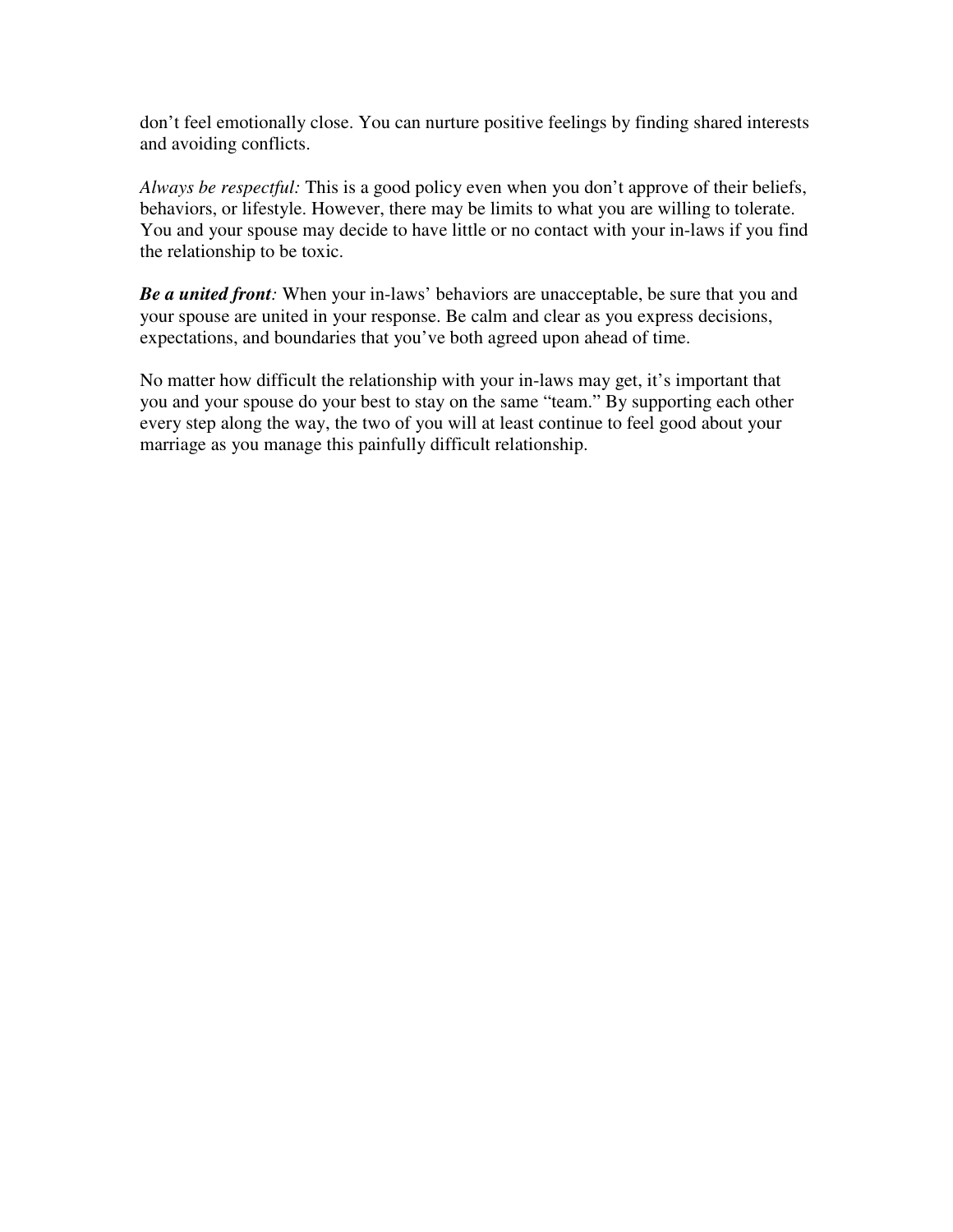don't feel emotionally close. You can nurture positive feelings by finding shared interests and avoiding conflicts.

*Always be respectful:* This is a good policy even when you don't approve of their beliefs, behaviors, or lifestyle. However, there may be limits to what you are willing to tolerate. You and your spouse may decide to have little or no contact with your in-laws if you find the relationship to be toxic.

***Be a united front**:* When your in-laws' behaviors are unacceptable, be sure that you and your spouse are united in your response. Be calm and clear as you express decisions, expectations, and boundaries that you've both agreed upon ahead of time.

No matter how difficult the relationship with your in-laws may get, it's important that you and your spouse do your best to stay on the same "team." By supporting each other every step along the way, the two of you will at least continue to feel good about your marriage as you manage this painfully difficult relationship.